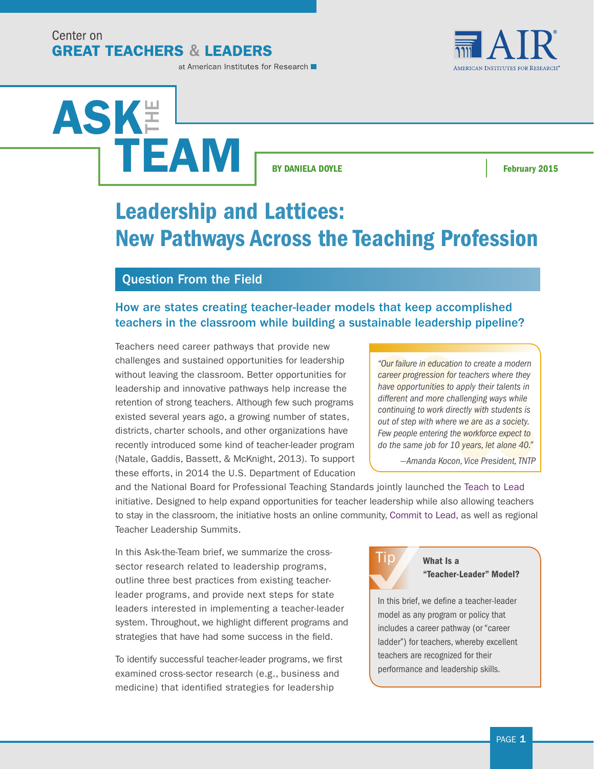Center on
**GREAT TEACHERS & LEADERS**
at American Institutes for Research

# ASK THE TEAM

**BY DANIELA DOYLE** | **February 2015**

# Leadership and Lattices: New Pathways Across the Teaching Profession

## Question From the Field

### How are states creating teacher-leader models that keep accomplished teachers in the classroom while building a sustainable leadership pipeline?

Teachers need career pathways that provide new challenges and sustained opportunities for leadership without leaving the classroom. Better opportunities for leadership and innovative pathways help increase the retention of strong teachers. Although few such programs existed several years ago, a growing number of states, districts, charter schools, and other organizations have recently introduced some kind of teacher-leader program (Natale, Gaddis, Bassett, & McKnight, 2013). To support these efforts, in 2014 the U.S. Department of Education and the National Board for Professional Teaching Standards jointly launched the Teach to Lead initiative. Designed to help expand opportunities for teacher leadership while also allowing teachers to stay in the classroom, the initiative hosts an online community, Commit to Lead, as well as regional Teacher Leadership Summits.

> *"Our failure in education to create a modern career progression for teachers where they have opportunities to apply their talents in different and more challenging ways while continuing to work directly with students is out of step with where we are as a society. Few people entering the workforce expect to do the same job for 10 years, let alone 40."*
>
> *—Amanda Kocon, Vice President, TNTP*

In this Ask-the-Team brief, we summarize the cross-sector research related to leadership programs, outline three best practices from existing teacher-leader programs, and provide next steps for state leaders interested in implementing a teacher-leader system. Throughout, we highlight different programs and strategies that have had some success in the field.

> **Tip**
>
> **What Is a "Teacher-Leader" Model?**
>
> In this brief, we define a teacher-leader model as any program or policy that includes a career pathway (or "career ladder") for teachers, whereby excellent teachers are recognized for their performance and leadership skills.

To identify successful teacher-leader programs, we first examined cross-sector research (e.g., business and medicine) that identified strategies for leadership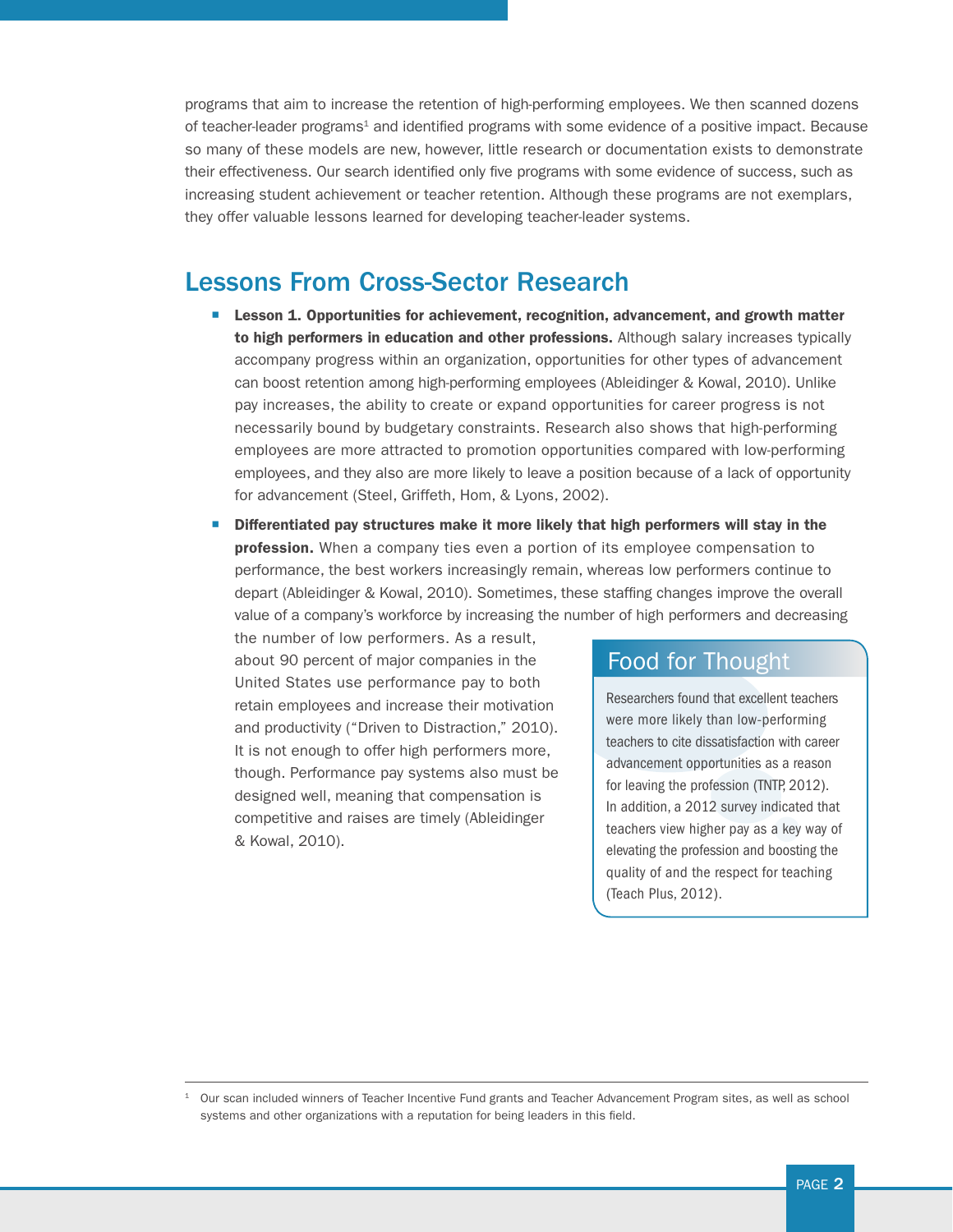programs that aim to increase the retention of high-performing employees. We then scanned dozens of teacher-leader programs[1] and identified programs with some evidence of a positive impact. Because so many of these models are new, however, little research or documentation exists to demonstrate their effectiveness. Our search identified only five programs with some evidence of success, such as increasing student achievement or teacher retention. Although these programs are not exemplars, they offer valuable lessons learned for developing teacher-leader systems.

## Lessons From Cross-Sector Research

- **Lesson 1. Opportunities for achievement, recognition, advancement, and growth matter to high performers in education and other professions.** Although salary increases typically accompany progress within an organization, opportunities for other types of advancement can boost retention among high-performing employees (Ableidinger & Kowal, 2010). Unlike pay increases, the ability to create or expand opportunities for career progress is not necessarily bound by budgetary constraints. Research also shows that high-performing employees are more attracted to promotion opportunities compared with low-performing employees, and they also are more likely to leave a position because of a lack of opportunity for advancement (Steel, Griffeth, Hom, & Lyons, 2002).
- **Differentiated pay structures make it more likely that high performers will stay in the profession.** When a company ties even a portion of its employee compensation to performance, the best workers increasingly remain, whereas low performers continue to depart (Ableidinger & Kowal, 2010). Sometimes, these staffing changes improve the overall value of a company's workforce by increasing the number of high performers and decreasing the number of low performers. As a result, about 90 percent of major companies in the United States use performance pay to both retain employees and increase their motivation and productivity ("Driven to Distraction," 2010). It is not enough to offer high performers more, though. Performance pay systems also must be designed well, meaning that compensation is competitive and raises are timely (Ableidinger & Kowal, 2010).

### Food for Thought

Researchers found that excellent teachers were more likely than low-performing teachers to cite dissatisfaction with career advancement opportunities as a reason for leaving the profession (TNTP, 2012). In addition, a 2012 survey indicated that teachers view higher pay as a key way of elevating the profession and boosting the quality of and the respect for teaching (Teach Plus, 2012).

---

[1] Our scan included winners of Teacher Incentive Fund grants and Teacher Advancement Program sites, as well as school systems and other organizations with a reputation for being leaders in this field.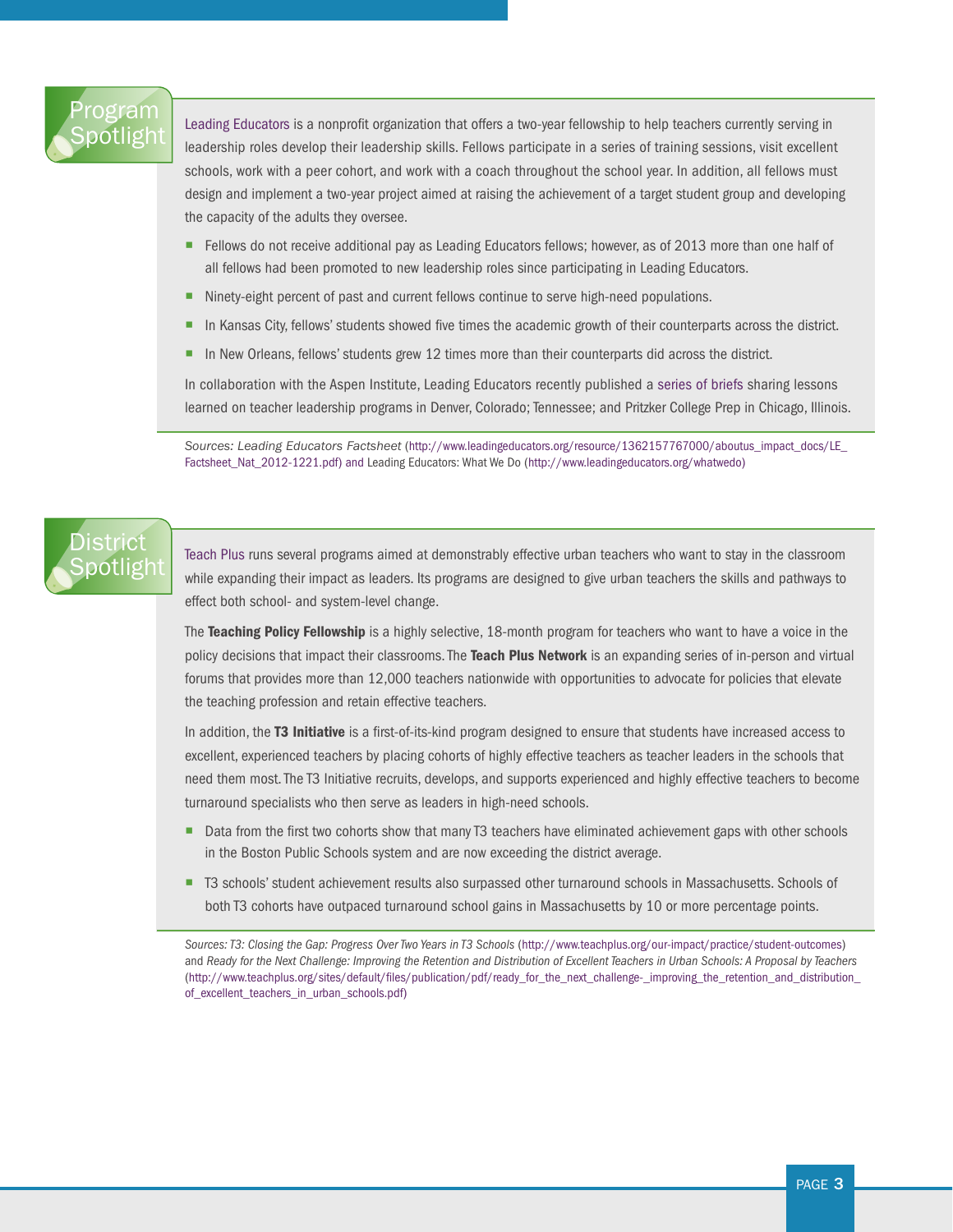## Program Spotlight

Leading Educators is a nonprofit organization that offers a two-year fellowship to help teachers currently serving in leadership roles develop their leadership skills. Fellows participate in a series of training sessions, visit excellent schools, work with a peer cohort, and work with a coach throughout the school year. In addition, all fellows must design and implement a two-year project aimed at raising the achievement of a target student group and developing the capacity of the adults they oversee.

- Fellows do not receive additional pay as Leading Educators fellows; however, as of 2013 more than one half of all fellows had been promoted to new leadership roles since participating in Leading Educators.
- Ninety-eight percent of past and current fellows continue to serve high-need populations.
- In Kansas City, fellows' students showed five times the academic growth of their counterparts across the district.
- In New Orleans, fellows' students grew 12 times more than their counterparts did across the district.

In collaboration with the Aspen Institute, Leading Educators recently published a series of briefs sharing lessons learned on teacher leadership programs in Denver, Colorado; Tennessee; and Pritzker College Prep in Chicago, Illinois.

*Sources: Leading Educators Factsheet* (http://www.leadingeducators.org/resource/1362157767000/aboutus_impact_docs/LE_Factsheet_Nat_2012-1221.pdf) and Leading Educators: What We Do (http://www.leadingeducators.org/whatwedo)

## District Spotlight

Teach Plus runs several programs aimed at demonstrably effective urban teachers who want to stay in the classroom while expanding their impact as leaders. Its programs are designed to give urban teachers the skills and pathways to effect both school- and system-level change.

The **Teaching Policy Fellowship** is a highly selective, 18-month program for teachers who want to have a voice in the policy decisions that impact their classrooms. The **Teach Plus Network** is an expanding series of in-person and virtual forums that provides more than 12,000 teachers nationwide with opportunities to advocate for policies that elevate the teaching profession and retain effective teachers.

In addition, the **T3 Initiative** is a first-of-its-kind program designed to ensure that students have increased access to excellent, experienced teachers by placing cohorts of highly effective teachers as teacher leaders in the schools that need them most. The T3 Initiative recruits, develops, and supports experienced and highly effective teachers to become turnaround specialists who then serve as leaders in high-need schools.

- Data from the first two cohorts show that many T3 teachers have eliminated achievement gaps with other schools in the Boston Public Schools system and are now exceeding the district average.
- T3 schools' student achievement results also surpassed other turnaround schools in Massachusetts. Schools of both T3 cohorts have outpaced turnaround school gains in Massachusetts by 10 or more percentage points.

*Sources: T3: Closing the Gap: Progress Over Two Years in T3 Schools* (http://www.teachplus.org/our-impact/practice/student-outcomes) and *Ready for the Next Challenge: Improving the Retention and Distribution of Excellent Teachers in Urban Schools: A Proposal by Teachers* (http://www.teachplus.org/sites/default/files/publication/pdf/ready_for_the_next_challenge-_improving_the_retention_and_distribution_of_excellent_teachers_in_urban_schools.pdf)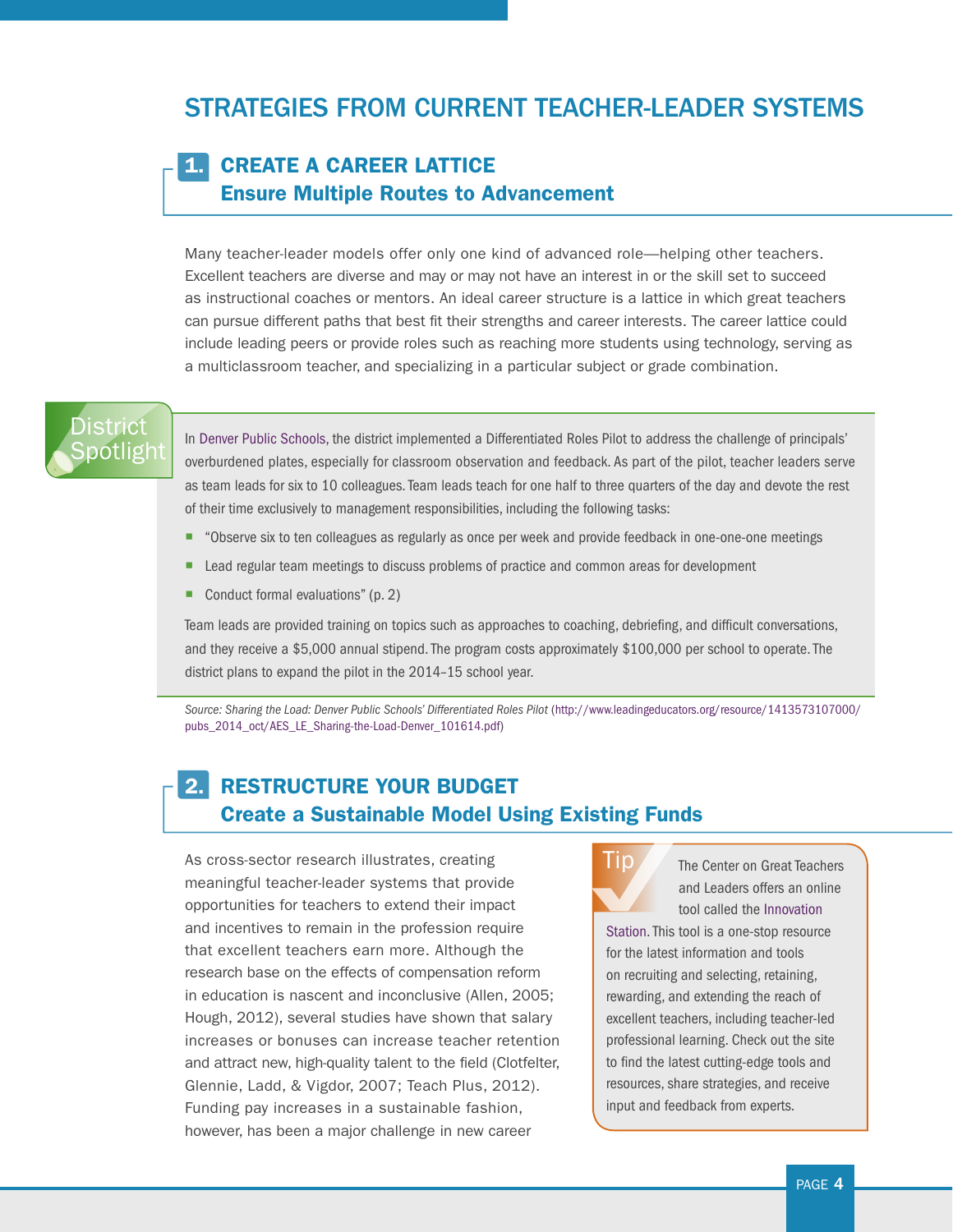# STRATEGIES FROM CURRENT TEACHER-LEADER SYSTEMS

## 1. CREATE A CAREER LATTICE
### Ensure Multiple Routes to Advancement

Many teacher-leader models offer only one kind of advanced role—helping other teachers. Excellent teachers are diverse and may or may not have an interest in or the skill set to succeed as instructional coaches or mentors. An ideal career structure is a lattice in which great teachers can pursue different paths that best fit their strengths and career interests. The career lattice could include leading peers or provide roles such as reaching more students using technology, serving as a multiclassroom teacher, and specializing in a particular subject or grade combination.

**District Spotlight**

In Denver Public Schools, the district implemented a Differentiated Roles Pilot to address the challenge of principals' overburdened plates, especially for classroom observation and feedback. As part of the pilot, teacher leaders serve as team leads for six to 10 colleagues. Team leads teach for one half to three quarters of the day and devote the rest of their time exclusively to management responsibilities, including the following tasks:

- "Observe six to ten colleagues as regularly as once per week and provide feedback in one-one-one meetings
- Lead regular team meetings to discuss problems of practice and common areas for development
- Conduct formal evaluations" (p. 2)

Team leads are provided training on topics such as approaches to coaching, debriefing, and difficult conversations, and they receive a $5,000 annual stipend. The program costs approximately $100,000 per school to operate. The district plans to expand the pilot in the 2014–15 school year.

*Source: Sharing the Load: Denver Public Schools' Differentiated Roles Pilot* (http://www.leadingeducators.org/resource/1413573107000/pubs_2014_oct/AES_LE_Sharing-the-Load-Denver_101614.pdf)

## 2. RESTRUCTURE YOUR BUDGET
### Create a Sustainable Model Using Existing Funds

As cross-sector research illustrates, creating meaningful teacher-leader systems that provide opportunities for teachers to extend their impact and incentives to remain in the profession require that excellent teachers earn more. Although the research base on the effects of compensation reform in education is nascent and inconclusive (Allen, 2005; Hough, 2012), several studies have shown that salary increases or bonuses can increase teacher retention and attract new, high-quality talent to the field (Clotfelter, Glennie, Ladd, & Vigdor, 2007; Teach Plus, 2012). Funding pay increases in a sustainable fashion, however, has been a major challenge in new career

**Tip**

The Center on Great Teachers and Leaders offers an online tool called the Innovation Station. This tool is a one-stop resource for the latest information and tools on recruiting and selecting, retaining, rewarding, and extending the reach of excellent teachers, including teacher-led professional learning. Check out the site to find the latest cutting-edge tools and resources, share strategies, and receive input and feedback from experts.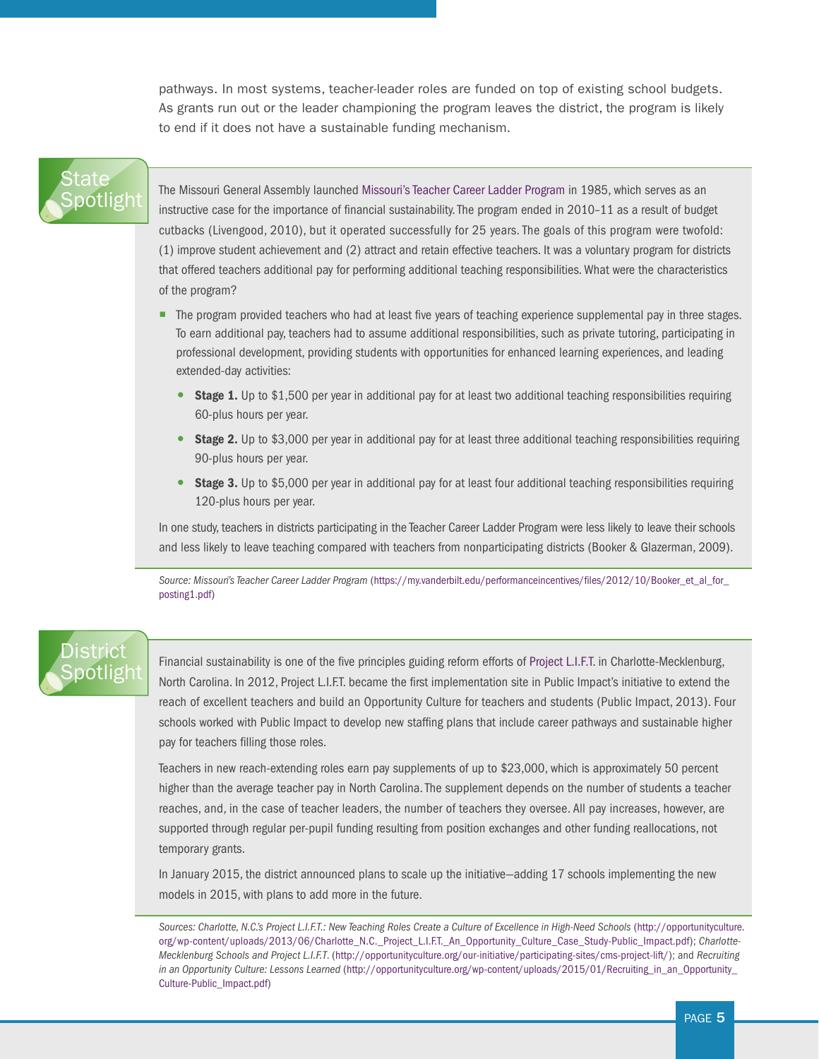pathways. In most systems, teacher-leader roles are funded on top of existing school budgets. As grants run out or the leader championing the program leaves the district, the program is likely to end if it does not have a sustainable funding mechanism.

## State Spotlight

The Missouri General Assembly launched Missouri's Teacher Career Ladder Program in 1985, which serves as an instructive case for the importance of financial sustainability. The program ended in 2010–11 as a result of budget cutbacks (Livengood, 2010), but it operated successfully for 25 years. The goals of this program were twofold: (1) improve student achievement and (2) attract and retain effective teachers. It was a voluntary program for districts that offered teachers additional pay for performing additional teaching responsibilities. What were the characteristics of the program?

- The program provided teachers who had at least five years of teaching experience supplemental pay in three stages. To earn additional pay, teachers had to assume additional responsibilities, such as private tutoring, participating in professional development, providing students with opportunities for enhanced learning experiences, and leading extended-day activities:
  - **Stage 1.** Up to $1,500 per year in additional pay for at least two additional teaching responsibilities requiring 60-plus hours per year.
  - **Stage 2.** Up to $3,000 per year in additional pay for at least three additional teaching responsibilities requiring 90-plus hours per year.
  - **Stage 3.** Up to $5,000 per year in additional pay for at least four additional teaching responsibilities requiring 120-plus hours per year.

In one study, teachers in districts participating in the Teacher Career Ladder Program were less likely to leave their schools and less likely to leave teaching compared with teachers from nonparticipating districts (Booker & Glazerman, 2009).

*Source: Missouri's Teacher Career Ladder Program* (https://my.vanderbilt.edu/performanceincentives/files/2012/10/Booker_et_al_for_posting1.pdf)

## District Spotlight

Financial sustainability is one of the five principles guiding reform efforts of Project L.I.F.T. in Charlotte-Mecklenburg, North Carolina. In 2012, Project L.I.F.T. became the first implementation site in Public Impact's initiative to extend the reach of excellent teachers and build an Opportunity Culture for teachers and students (Public Impact, 2013). Four schools worked with Public Impact to develop new staffing plans that include career pathways and sustainable higher pay for teachers filling those roles.

Teachers in new reach-extending roles earn pay supplements of up to $23,000, which is approximately 50 percent higher than the average teacher pay in North Carolina. The supplement depends on the number of students a teacher reaches, and, in the case of teacher leaders, the number of teachers they oversee. All pay increases, however, are supported through regular per-pupil funding resulting from position exchanges and other funding reallocations, not temporary grants.

In January 2015, the district announced plans to scale up the initiative—adding 17 schools implementing the new models in 2015, with plans to add more in the future.

*Sources: Charlotte, N.C.'s Project L.I.F.T.: New Teaching Roles Create a Culture of Excellence in High-Need Schools* (http://opportunityculture.org/wp-content/uploads/2013/06/Charlotte_N.C._Project_L.I.F.T._An_Opportunity_Culture_Case_Study-Public_Impact.pdf); *Charlotte-Mecklenburg Schools and Project L.I.F.T.* (http://opportunityculture.org/our-initiative/participating-sites/cms-project-lift/); and *Recruiting in an Opportunity Culture: Lessons Learned* (http://opportunityculture.org/wp-content/uploads/2015/01/Recruiting_in_an_Opportunity_Culture-Public_Impact.pdf)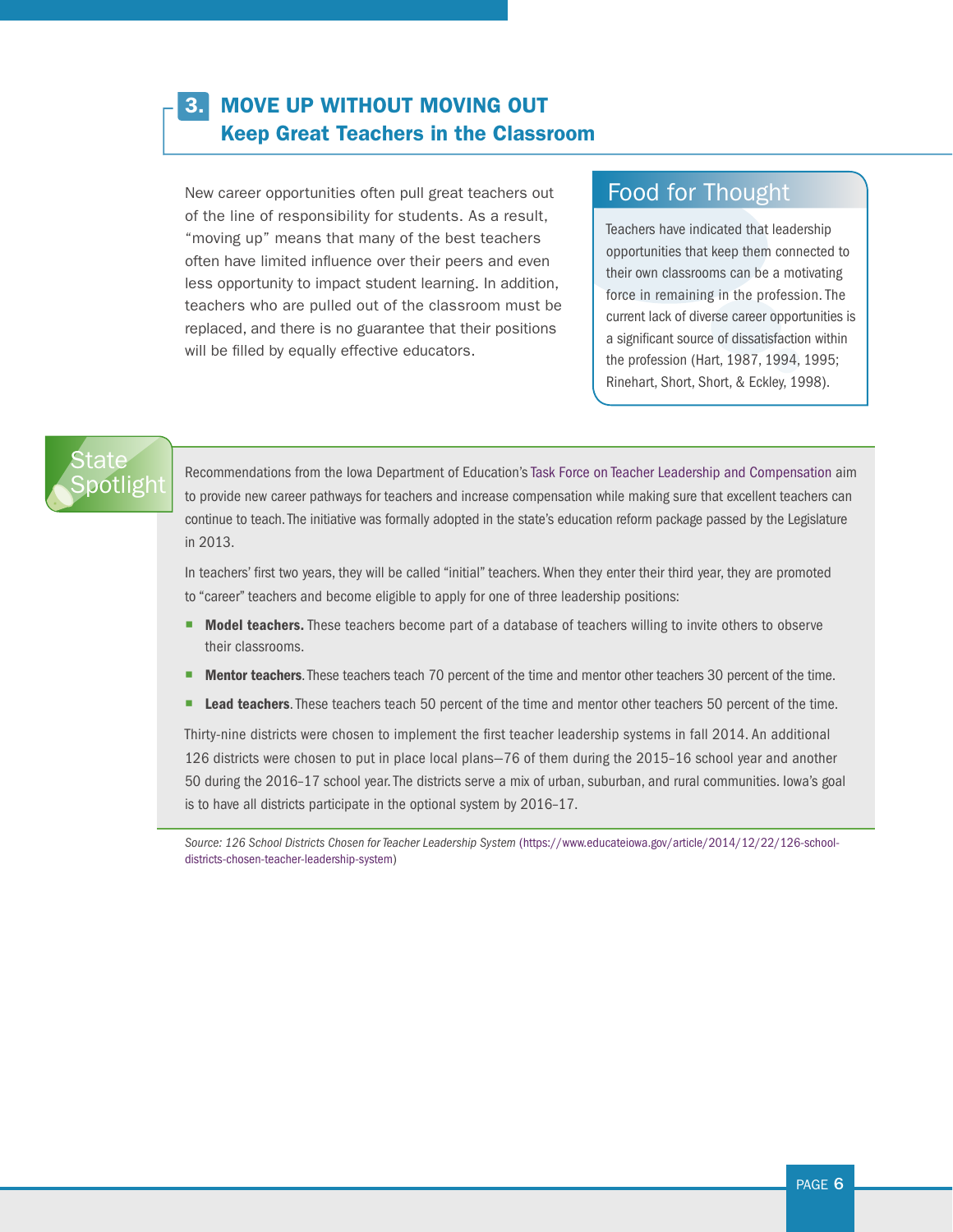## 3. MOVE UP WITHOUT MOVING OUT
### Keep Great Teachers in the Classroom

New career opportunities often pull great teachers out of the line of responsibility for students. As a result, “moving up” means that many of the best teachers often have limited influence over their peers and even less opportunity to impact student learning. In addition, teachers who are pulled out of the classroom must be replaced, and there is no guarantee that their positions will be filled by equally effective educators.

### Food for Thought

Teachers have indicated that leadership opportunities that keep them connected to their own classrooms can be a motivating force in remaining in the profession. The current lack of diverse career opportunities is a significant source of dissatisfaction within the profession (Hart, 1987, 1994, 1995; Rinehart, Short, Short, & Eckley, 1998).

### State Spotlight

Recommendations from the Iowa Department of Education’s Task Force on Teacher Leadership and Compensation aim to provide new career pathways for teachers and increase compensation while making sure that excellent teachers can continue to teach. The initiative was formally adopted in the state’s education reform package passed by the Legislature in 2013.

In teachers’ first two years, they will be called “initial” teachers. When they enter their third year, they are promoted to “career” teachers and become eligible to apply for one of three leadership positions:

- **Model teachers.** These teachers become part of a database of teachers willing to invite others to observe their classrooms.
- **Mentor teachers**. These teachers teach 70 percent of the time and mentor other teachers 30 percent of the time.
- **Lead teachers**. These teachers teach 50 percent of the time and mentor other teachers 50 percent of the time.

Thirty-nine districts were chosen to implement the first teacher leadership systems in fall 2014. An additional 126 districts were chosen to put in place local plans—76 of them during the 2015–16 school year and another 50 during the 2016–17 school year. The districts serve a mix of urban, suburban, and rural communities. Iowa’s goal is to have all districts participate in the optional system by 2016–17.

*Source: 126 School Districts Chosen for Teacher Leadership System* (https://www.educateiowa.gov/article/2014/12/22/126-school-districts-chosen-teacher-leadership-system)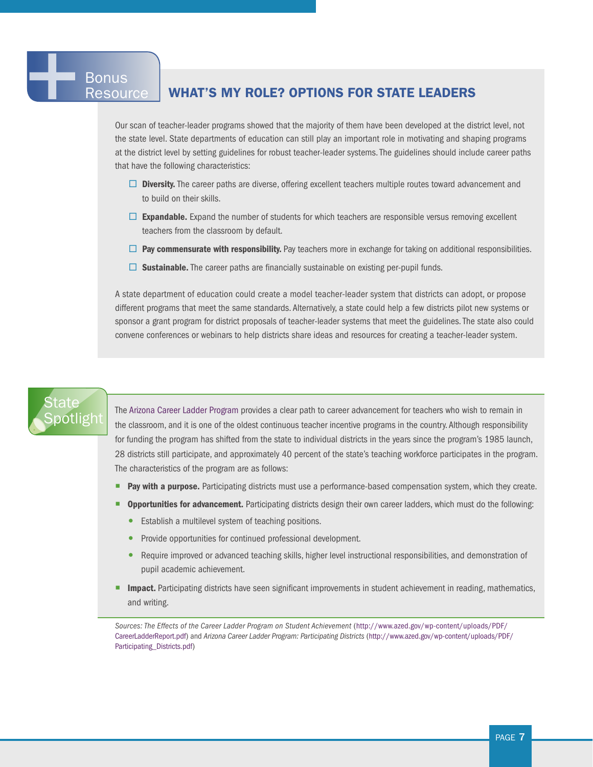Bonus Resource

## WHAT'S MY ROLE? OPTIONS FOR STATE LEADERS

Our scan of teacher-leader programs showed that the majority of them have been developed at the district level, not the state level. State departments of education can still play an important role in motivating and shaping programs at the district level by setting guidelines for robust teacher-leader systems. The guidelines should include career paths that have the following characteristics:

- ☐ **Diversity.** The career paths are diverse, offering excellent teachers multiple routes toward advancement and to build on their skills.
- ☐ **Expandable.** Expand the number of students for which teachers are responsible versus removing excellent teachers from the classroom by default.
- ☐ **Pay commensurate with responsibility.** Pay teachers more in exchange for taking on additional responsibilities.
- ☐ **Sustainable.** The career paths are financially sustainable on existing per-pupil funds.

A state department of education could create a model teacher-leader system that districts can adopt, or propose different programs that meet the same standards. Alternatively, a state could help a few districts pilot new systems or sponsor a grant program for district proposals of teacher-leader systems that meet the guidelines. The state also could convene conferences or webinars to help districts share ideas and resources for creating a teacher-leader system.

State Spotlight

The Arizona Career Ladder Program provides a clear path to career advancement for teachers who wish to remain in the classroom, and it is one of the oldest continuous teacher incentive programs in the country. Although responsibility for funding the program has shifted from the state to individual districts in the years since the program's 1985 launch, 28 districts still participate, and approximately 40 percent of the state's teaching workforce participates in the program. The characteristics of the program are as follows:

- **Pay with a purpose.** Participating districts must use a performance-based compensation system, which they create.
- **Opportunities for advancement.** Participating districts design their own career ladders, which must do the following:
  - Establish a multilevel system of teaching positions.
  - Provide opportunities for continued professional development.
  - Require improved or advanced teaching skills, higher level instructional responsibilities, and demonstration of pupil academic achievement.
- **Impact.** Participating districts have seen significant improvements in student achievement in reading, mathematics, and writing.

*Sources: The Effects of the Career Ladder Program on Student Achievement* (http://www.azed.gov/wp-content/uploads/PDF/CareerLadderReport.pdf) and *Arizona Career Ladder Program: Participating Districts* (http://www.azed.gov/wp-content/uploads/PDF/Participating_Districts.pdf)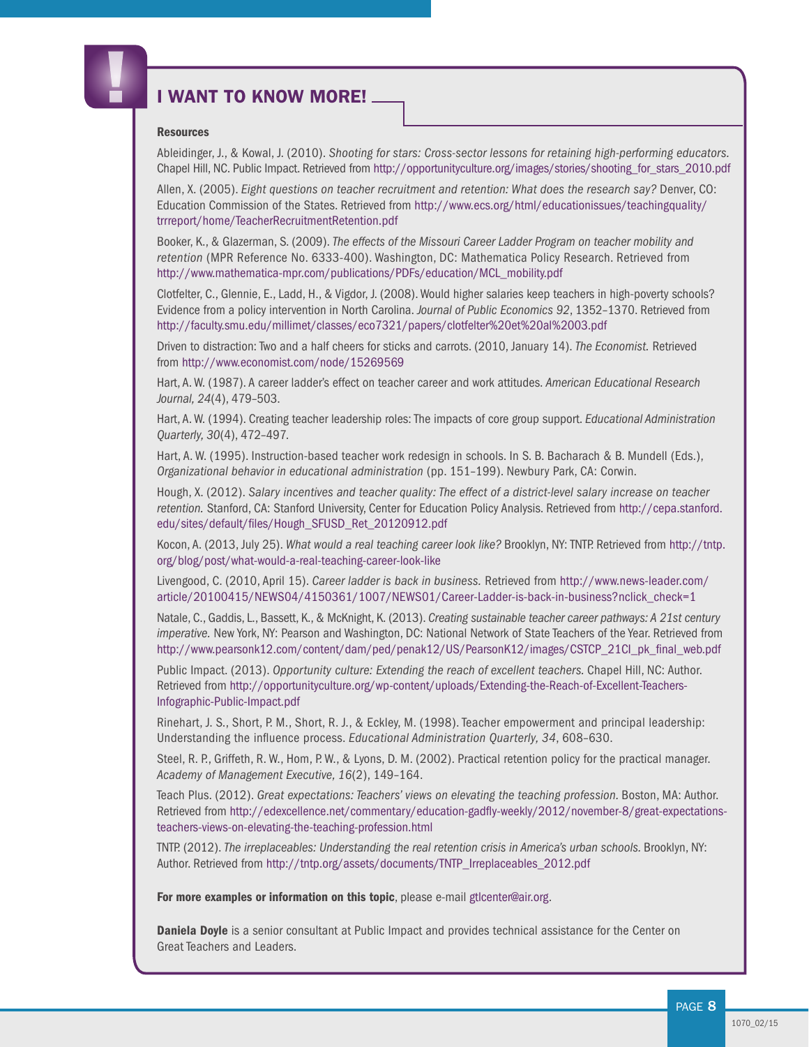## I WANT TO KNOW MORE!

**Resources**

Ableidinger, J., & Kowal, J. (2010). *Shooting for stars: Cross-sector lessons for retaining high-performing educators.* Chapel Hill, NC. Public Impact. Retrieved from http://opportunityculture.org/images/stories/shooting_for_stars_2010.pdf

Allen, X. (2005). *Eight questions on teacher recruitment and retention: What does the research say?* Denver, CO: Education Commission of the States. Retrieved from http://www.ecs.org/html/educationissues/teachingquality/trrreport/home/TeacherRecruitmentRetention.pdf

Booker, K., & Glazerman, S. (2009). *The effects of the Missouri Career Ladder Program on teacher mobility and retention* (MPR Reference No. 6333-400). Washington, DC: Mathematica Policy Research. Retrieved from http://www.mathematica-mpr.com/publications/PDFs/education/MCL_mobility.pdf

Clotfelter, C., Glennie, E., Ladd, H., & Vigdor, J. (2008). Would higher salaries keep teachers in high-poverty schools? Evidence from a policy intervention in North Carolina. *Journal of Public Economics 92*, 1352–1370. Retrieved from http://faculty.smu.edu/millimet/classes/eco7321/papers/clotfelter%20et%20al%2003.pdf

Driven to distraction: Two and a half cheers for sticks and carrots. (2010, January 14). *The Economist.* Retrieved from http://www.economist.com/node/15269569

Hart, A. W. (1987). A career ladder's effect on teacher career and work attitudes. *American Educational Research Journal, 24*(4), 479–503.

Hart, A. W. (1994). Creating teacher leadership roles: The impacts of core group support. *Educational Administration Quarterly, 30*(4), 472–497.

Hart, A. W. (1995). Instruction-based teacher work redesign in schools. In S. B. Bacharach & B. Mundell (Eds.), *Organizational behavior in educational administration* (pp. 151–199). Newbury Park, CA: Corwin.

Hough, X. (2012). *Salary incentives and teacher quality: The effect of a district-level salary increase on teacher retention.* Stanford, CA: Stanford University, Center for Education Policy Analysis. Retrieved from http://cepa.stanford.edu/sites/default/files/Hough_SFUSD_Ret_20120912.pdf

Kocon, A. (2013, July 25). *What would a real teaching career look like?* Brooklyn, NY: TNTP. Retrieved from http://tntp.org/blog/post/what-would-a-real-teaching-career-look-like

Livengood, C. (2010, April 15). *Career ladder is back in business.* Retrieved from http://www.news-leader.com/article/20100415/NEWS04/4150361/1007/NEWS01/Career-Ladder-is-back-in-business?nclick_check=1

Natale, C., Gaddis, L., Bassett, K., & McKnight, K. (2013). *Creating sustainable teacher career pathways: A 21st century imperative.* New York, NY: Pearson and Washington, DC: National Network of State Teachers of the Year. Retrieved from http://www.pearsonk12.com/content/dam/ped/penak12/US/PearsonK12/images/CSTCP_21CI_pk_final_web.pdf

Public Impact. (2013). *Opportunity culture: Extending the reach of excellent teachers.* Chapel Hill, NC: Author. Retrieved from http://opportunityculture.org/wp-content/uploads/Extending-the-Reach-of-Excellent-Teachers-Infographic-Public-Impact.pdf

Rinehart, J. S., Short, P. M., Short, R. J., & Eckley, M. (1998). Teacher empowerment and principal leadership: Understanding the influence process. *Educational Administration Quarterly, 34*, 608–630.

Steel, R. P., Griffeth, R. W., Hom, P. W., & Lyons, D. M. (2002). Practical retention policy for the practical manager. *Academy of Management Executive, 16*(2), 149–164.

Teach Plus. (2012). *Great expectations: Teachers' views on elevating the teaching profession.* Boston, MA: Author. Retrieved from http://edexcellence.net/commentary/education-gadfly-weekly/2012/november-8/great-expectations-teachers-views-on-elevating-the-teaching-profession.html

TNTP. (2012). *The irreplaceables: Understanding the real retention crisis in America's urban schools.* Brooklyn, NY: Author. Retrieved from http://tntp.org/assets/documents/TNTP_Irreplaceables_2012.pdf

**For more examples or information on this topic**, please e-mail gtlcenter@air.org.

**Daniela Doyle** is a senior consultant at Public Impact and provides technical assistance for the Center on Great Teachers and Leaders.

1070_02/15